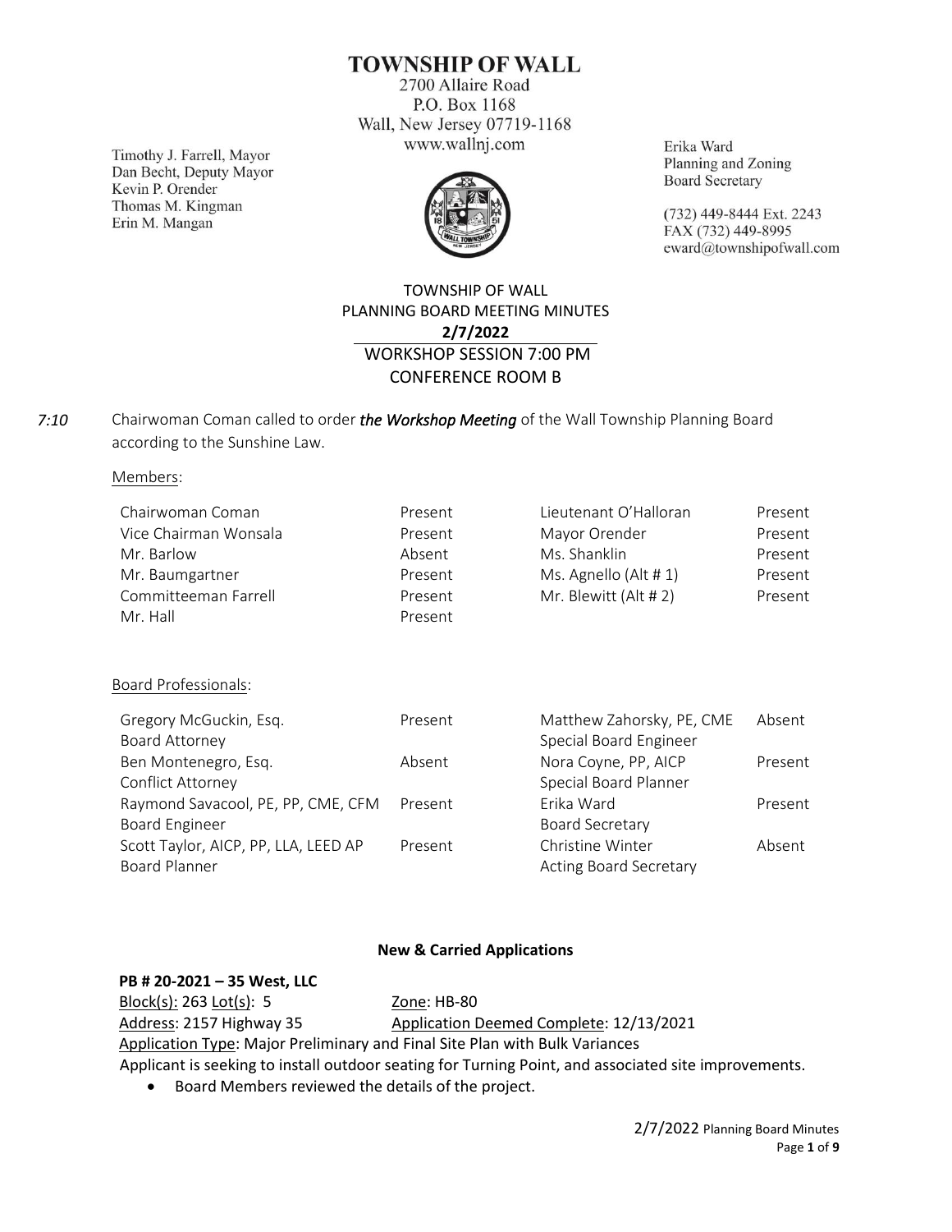# TOWNSHIP OF WALL

2700 Allaire Road
P.O. Box 1168
Wall, New Jersey 07719-1168
www.wallnj.com

Timothy J. Farrell, Mayor
Dan Becht, Deputy Mayor
Kevin P. Orender
Thomas M. Kingman
Erin M. Mangan

Erika Ward
Planning and Zoning
Board Secretary

(732) 449-8444 Ext. 2243
FAX (732) 449-8995
eward@townshipofwall.com

## TOWNSHIP OF WALL
## PLANNING BOARD MEETING MINUTES
## 2/7/2022
### WORKSHOP SESSION 7:00 PM
### CONFERENCE ROOM B

*7:10* Chairwoman Coman called to order ***the Workshop Meeting*** of the Wall Township Planning Board according to the Sunshine Law.

Members:

| | | | |
|---|---|---|---|
| Chairwoman Coman | Present | Lieutenant O'Halloran | Present |
| Vice Chairman Wonsala | Present | Mayor Orender | Present |
| Mr. Barlow | Absent | Ms. Shanklin | Present |
| Mr. Baumgartner | Present | Ms. Agnello (Alt # 1) | Present |
| Committeeman Farrell | Present | Mr. Blewitt (Alt # 2) | Present |
| Mr. Hall | Present | | |

Board Professionals:

| | | | |
|---|---|---|---|
| Gregory McGuckin, Esq. Board Attorney | Present | Matthew Zahorsky, PE, CME Special Board Engineer | Absent |
| Ben Montenegro, Esq. Conflict Attorney | Absent | Nora Coyne, PP, AICP Special Board Planner | Present |
| Raymond Savacool, PE, PP, CME, CFM Board Engineer | Present | Erika Ward Board Secretary | Present |
| Scott Taylor, AICP, PP, LLA, LEED AP Board Planner | Present | Christine Winter Acting Board Secretary | Absent |

**New & Carried Applications**

**PB # 20-2021 – 35 West, LLC**

Block(s): 263 Lot(s): 5 Zone: HB-80

Address: 2157 Highway 35 Application Deemed Complete: 12/13/2021

Application Type: Major Preliminary and Final Site Plan with Bulk Variances

Applicant is seeking to install outdoor seating for Turning Point, and associated site improvements.

- Board Members reviewed the details of the project.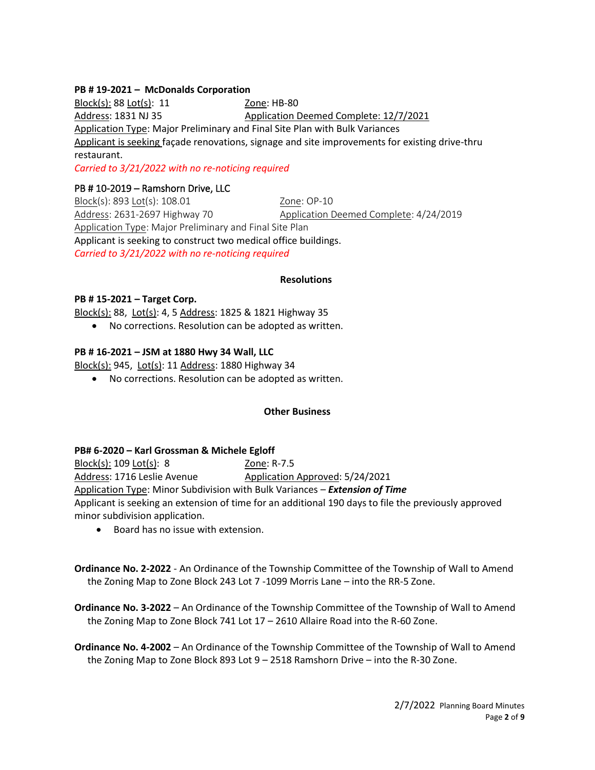**PB # 19-2021 – McDonalds Corporation**

Block(s): 88 Lot(s): 11 Zone: HB-80

Address: 1831 NJ 35 Application Deemed Complete: 12/7/2021

Application Type: Major Preliminary and Final Site Plan with Bulk Variances

Applicant is seeking façade renovations, signage and site improvements for existing drive-thru restaurant.

*Carried to 3/21/2022 with no re-noticing required*

PB # 10-2019 – Ramshorn Drive, LLC

Block(s): 893 Lot(s): 108.01 Zone: OP-10

Address: 2631-2697 Highway 70 Application Deemed Complete: 4/24/2019

Application Type: Major Preliminary and Final Site Plan

Applicant is seeking to construct two medical office buildings.

*Carried to 3/21/2022 with no re-noticing required*

**Resolutions**

**PB # 15-2021 – Target Corp.**

Block(s): 88, Lot(s): 4, 5 Address: 1825 & 1821 Highway 35

- No corrections. Resolution can be adopted as written.

**PB # 16-2021 – JSM at 1880 Hwy 34 Wall, LLC**

Block(s): 945, Lot(s): 11 Address: 1880 Highway 34

- No corrections. Resolution can be adopted as written.

**Other Business**

**PB# 6-2020 – Karl Grossman & Michele Egloff**

Block(s): 109 Lot(s): 8 Zone: R-7.5

Address: 1716 Leslie Avenue Application Approved: 5/24/2021

Application Type: Minor Subdivision with Bulk Variances – ***Extension of Time***

Applicant is seeking an extension of time for an additional 190 days to file the previously approved minor subdivision application.

- Board has no issue with extension.

**Ordinance No. 2-2022** - An Ordinance of the Township Committee of the Township of Wall to Amend the Zoning Map to Zone Block 243 Lot 7 -1099 Morris Lane – into the RR-5 Zone.

**Ordinance No. 3-2022** – An Ordinance of the Township Committee of the Township of Wall to Amend the Zoning Map to Zone Block 741 Lot 17 – 2610 Allaire Road into the R-60 Zone.

**Ordinance No. 4-2002** – An Ordinance of the Township Committee of the Township of Wall to Amend the Zoning Map to Zone Block 893 Lot 9 – 2518 Ramshorn Drive – into the R-30 Zone.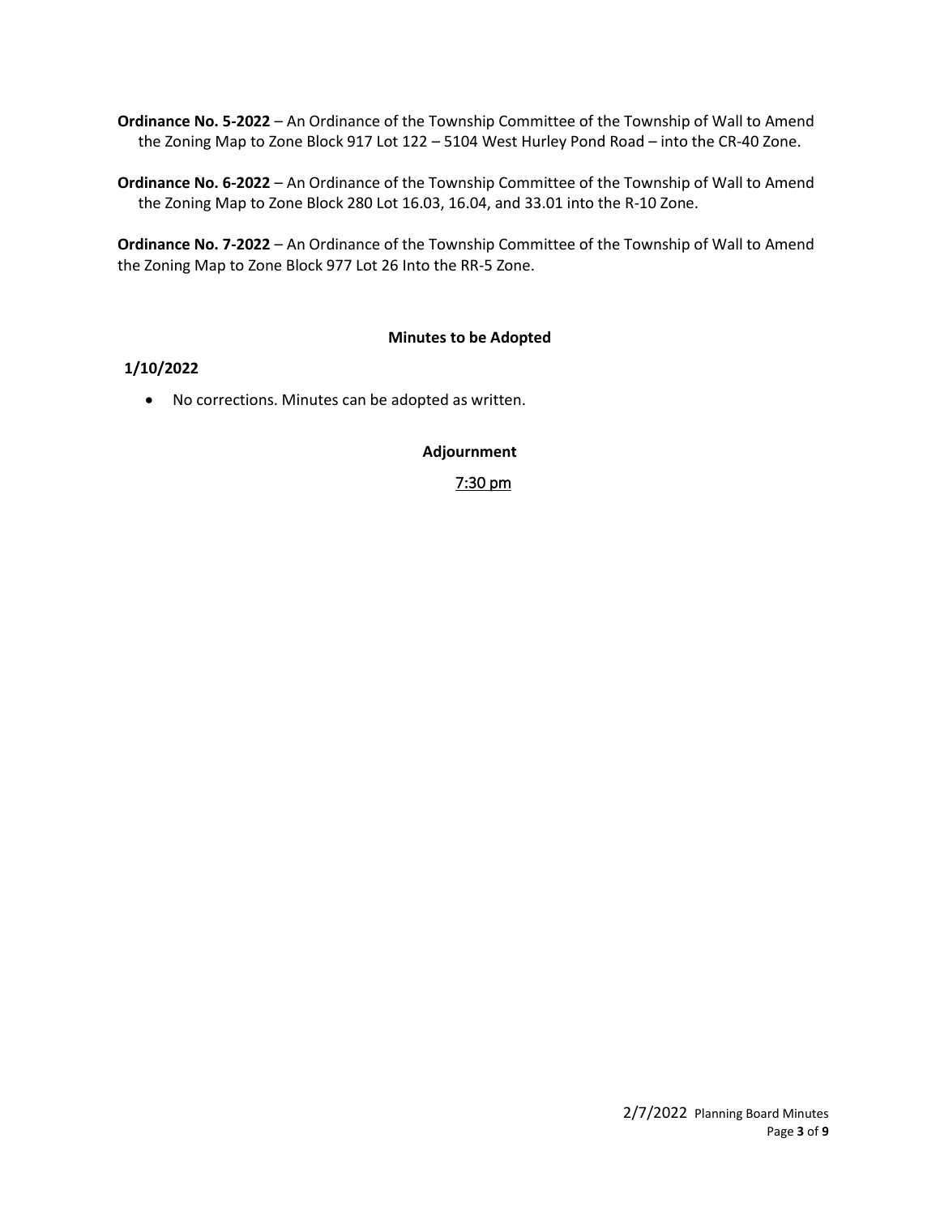**Ordinance No. 5-2022** – An Ordinance of the Township Committee of the Township of Wall to Amend the Zoning Map to Zone Block 917 Lot 122 – 5104 West Hurley Pond Road – into the CR-40 Zone.

**Ordinance No. 6-2022** – An Ordinance of the Township Committee of the Township of Wall to Amend the Zoning Map to Zone Block 280 Lot 16.03, 16.04, and 33.01 into the R-10 Zone.

**Ordinance No. 7-2022** – An Ordinance of the Township Committee of the Township of Wall to Amend the Zoning Map to Zone Block 977 Lot 26 Into the RR-5 Zone.

**Minutes to be Adopted**

**1/10/2022**

- No corrections. Minutes can be adopted as written.

**Adjournment**

7:30 pm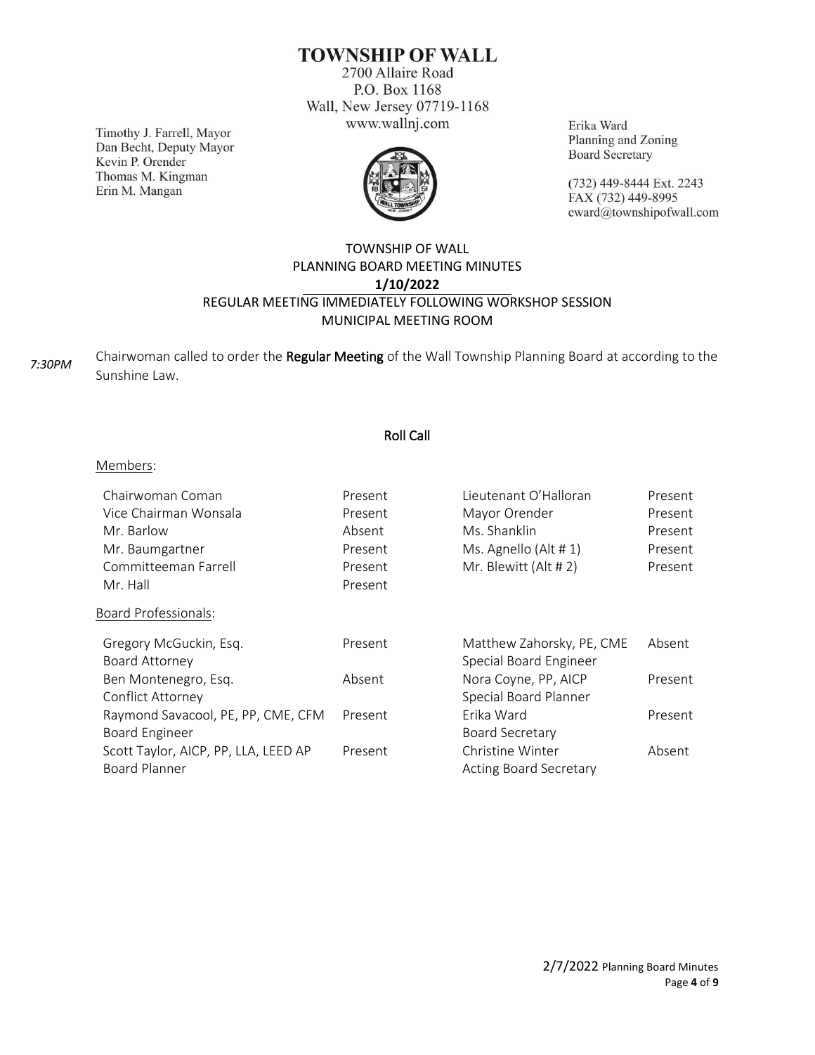# TOWNSHIP OF WALL

2700 Allaire Road
P.O. Box 1168
Wall, New Jersey 07719-1168
www.wallnj.com

Timothy J. Farrell, Mayor
Dan Becht, Deputy Mayor
Kevin P. Orender
Thomas M. Kingman
Erin M. Mangan

Erika Ward
Planning and Zoning
Board Secretary

(732) 449-8444 Ext. 2243
FAX (732) 449-8995
eward@townshipofwall.com

## TOWNSHIP OF WALL
## PLANNING BOARD MEETING MINUTES
## 1/10/2022
## REGULAR MEETING IMMEDIATELY FOLLOWING WORKSHOP SESSION
## MUNICIPAL MEETING ROOM

*7:30PM* Chairwoman called to order the **Regular Meeting** of the Wall Township Planning Board at according to the Sunshine Law.

### Roll Call

Members:

| | | | |
|---|---|---|---|
| Chairwoman Coman | Present | Lieutenant O'Halloran | Present |
| Vice Chairman Wonsala | Present | Mayor Orender | Present |
| Mr. Barlow | Absent | Ms. Shanklin | Present |
| Mr. Baumgartner | Present | Ms. Agnello (Alt # 1) | Present |
| Committeeman Farrell | Present | Mr. Blewitt (Alt # 2) | Present |
| Mr. Hall | Present | | |

Board Professionals:

| | | | |
|---|---|---|---|
| Gregory McGuckin, Esq.<br>Board Attorney | Present | Matthew Zahorsky, PE, CME<br>Special Board Engineer | Absent |
| Ben Montenegro, Esq.<br>Conflict Attorney | Absent | Nora Coyne, PP, AICP<br>Special Board Planner | Present |
| Raymond Savacool, PE, PP, CME, CFM<br>Board Engineer | Present | Erika Ward<br>Board Secretary | Present |
| Scott Taylor, AICP, PP, LLA, LEED AP<br>Board Planner | Present | Christine Winter<br>Acting Board Secretary | Absent |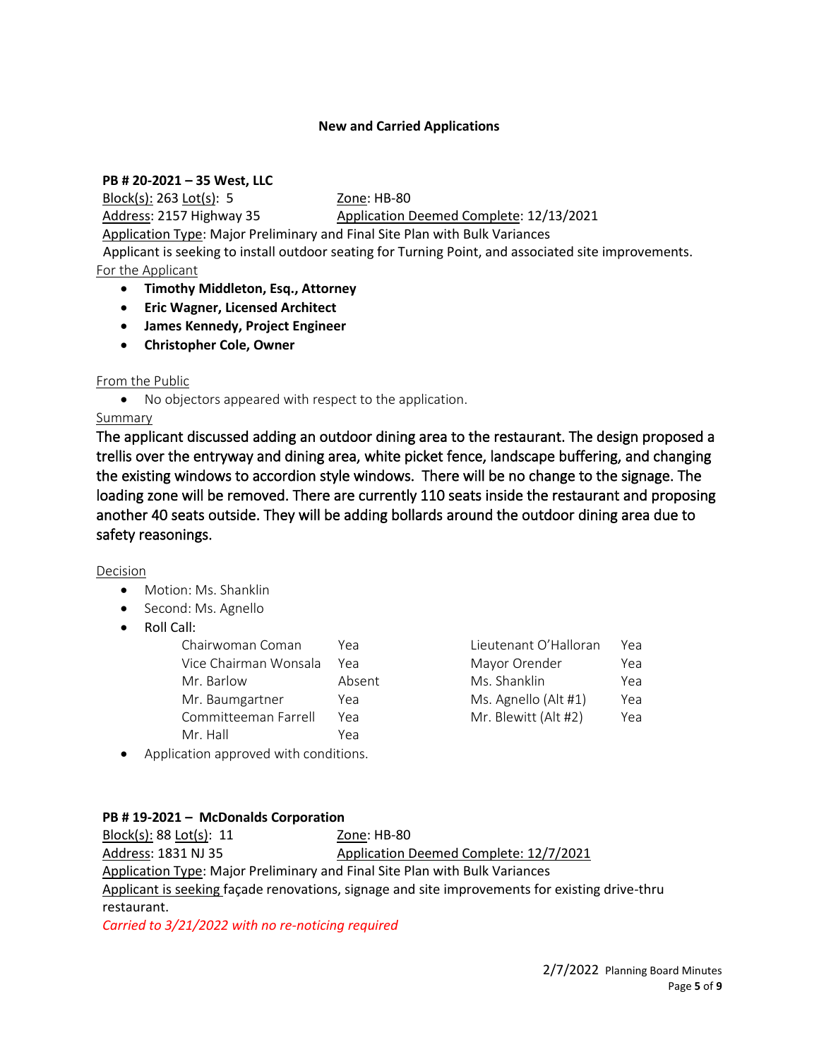## New and Carried Applications

**PB # 20-2021 – 35 West, LLC**

Block(s): 263 Lot(s): 5 — Zone: HB-80

Address: 2157 Highway 35 — Application Deemed Complete: 12/13/2021

Application Type: Major Preliminary and Final Site Plan with Bulk Variances

Applicant is seeking to install outdoor seating for Turning Point, and associated site improvements.

For the Applicant

- **Timothy Middleton, Esq., Attorney**
- **Eric Wagner, Licensed Architect**
- **James Kennedy, Project Engineer**
- **Christopher Cole, Owner**

From the Public

- No objectors appeared with respect to the application.

Summary

The applicant discussed adding an outdoor dining area to the restaurant. The design proposed a trellis over the entryway and dining area, white picket fence, landscape buffering, and changing the existing windows to accordion style windows. There will be no change to the signage. The loading zone will be removed. There are currently 110 seats inside the restaurant and proposing another 40 seats outside. They will be adding bollards around the outdoor dining area due to safety reasonings.

Decision

- Motion: Ms. Shanklin
- Second: Ms. Agnello
- Roll Call:

| | | | |
|---|---|---|---|
| Chairwoman Coman | Yea | Lieutenant O'Halloran | Yea |
| Vice Chairman Wonsala | Yea | Mayor Orender | Yea |
| Mr. Barlow | Absent | Ms. Shanklin | Yea |
| Mr. Baumgartner | Yea | Ms. Agnello (Alt #1) | Yea |
| Committeeman Farrell | Yea | Mr. Blewitt (Alt #2) | Yea |
| Mr. Hall | Yea | | |

- Application approved with conditions.

**PB # 19-2021 – McDonalds Corporation**

Block(s): 88 Lot(s): 11 — Zone: HB-80

Address: 1831 NJ 35 — Application Deemed Complete: 12/7/2021

Application Type: Major Preliminary and Final Site Plan with Bulk Variances

Applicant is seeking façade renovations, signage and site improvements for existing drive-thru restaurant.

*Carried to 3/21/2022 with no re-noticing required*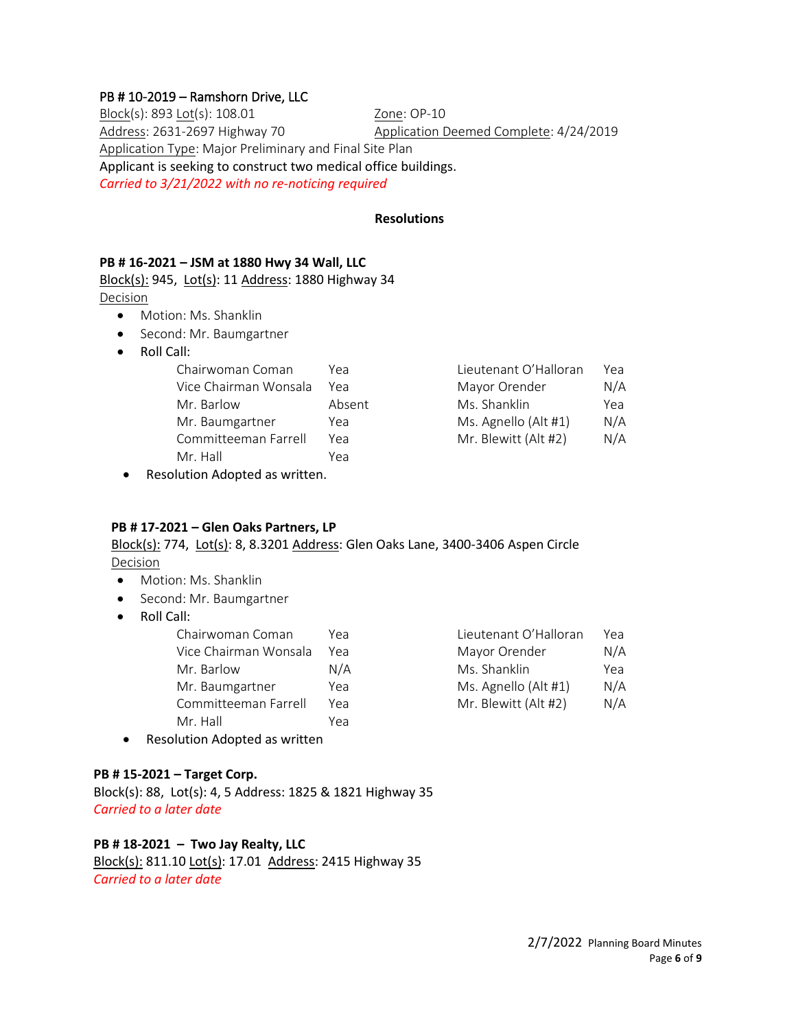PB # 10-2019 – Ramshorn Drive, LLC

Block(s): 893 Lot(s): 108.01 Zone: OP-10

Address: 2631-2697 Highway 70 Application Deemed Complete: 4/24/2019

Application Type: Major Preliminary and Final Site Plan

Applicant is seeking to construct two medical office buildings.

*Carried to 3/21/2022 with no re-noticing required*

## Resolutions

**PB # 16-2021 – JSM at 1880 Hwy 34 Wall, LLC**

Block(s): 945, Lot(s): 11 Address: 1880 Highway 34

Decision

- Motion: Ms. Shanklin
- Second: Mr. Baumgartner
- Roll Call:

| | | | |
|---|---|---|---|
| Chairwoman Coman | Yea | Lieutenant O'Halloran | Yea |
| Vice Chairman Wonsala | Yea | Mayor Orender | N/A |
| Mr. Barlow | Absent | Ms. Shanklin | Yea |
| Mr. Baumgartner | Yea | Ms. Agnello (Alt #1) | N/A |
| Committeeman Farrell | Yea | Mr. Blewitt (Alt #2) | N/A |
| Mr. Hall | Yea | | |

- Resolution Adopted as written.

**PB # 17-2021 – Glen Oaks Partners, LP**

Block(s): 774, Lot(s): 8, 8.3201 Address: Glen Oaks Lane, 3400-3406 Aspen Circle

Decision

- Motion: Ms. Shanklin
- Second: Mr. Baumgartner
- Roll Call:

| | | | |
|---|---|---|---|
| Chairwoman Coman | Yea | Lieutenant O'Halloran | Yea |
| Vice Chairman Wonsala | Yea | Mayor Orender | N/A |
| Mr. Barlow | N/A | Ms. Shanklin | Yea |
| Mr. Baumgartner | Yea | Ms. Agnello (Alt #1) | N/A |
| Committeeman Farrell | Yea | Mr. Blewitt (Alt #2) | N/A |
| Mr. Hall | Yea | | |

- Resolution Adopted as written

**PB # 15-2021 – Target Corp.**

Block(s): 88, Lot(s): 4, 5 Address: 1825 & 1821 Highway 35

*Carried to a later date*

**PB # 18-2021 – Two Jay Realty, LLC**

Block(s): 811.10 Lot(s): 17.01 Address: 2415 Highway 35

*Carried to a later date*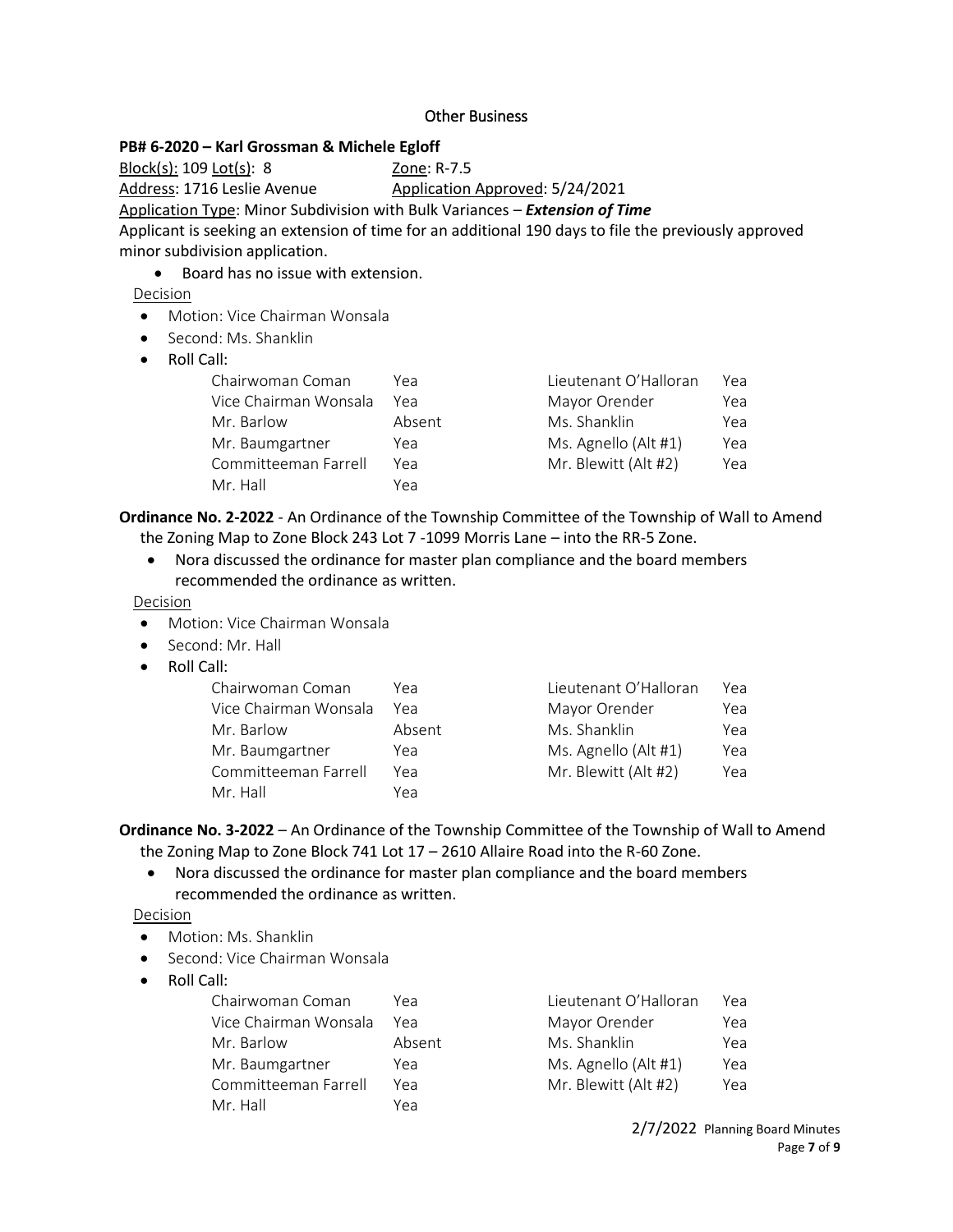## Other Business

**PB# 6-2020 – Karl Grossman & Michele Egloff**

Block(s): 109 Lot(s): 8 Zone: R-7.5

Address: 1716 Leslie Avenue Application Approved: 5/24/2021

Application Type: Minor Subdivision with Bulk Variances – ***Extension of Time***

Applicant is seeking an extension of time for an additional 190 days to file the previously approved minor subdivision application.

- Board has no issue with extension.

Decision

- Motion: Vice Chairman Wonsala
- Second: Ms. Shanklin
- Roll Call:

| | | | |
|---|---|---|---|
| Chairwoman Coman | Yea | Lieutenant O'Halloran | Yea |
| Vice Chairman Wonsala | Yea | Mayor Orender | Yea |
| Mr. Barlow | Absent | Ms. Shanklin | Yea |
| Mr. Baumgartner | Yea | Ms. Agnello (Alt #1) | Yea |
| Committeeman Farrell | Yea | Mr. Blewitt (Alt #2) | Yea |
| Mr. Hall | Yea | | |

**Ordinance No. 2-2022** - An Ordinance of the Township Committee of the Township of Wall to Amend the Zoning Map to Zone Block 243 Lot 7 -1099 Morris Lane – into the RR-5 Zone.

- Nora discussed the ordinance for master plan compliance and the board members recommended the ordinance as written.

Decision

- Motion: Vice Chairman Wonsala
- Second: Mr. Hall
- Roll Call:

| | | | |
|---|---|---|---|
| Chairwoman Coman | Yea | Lieutenant O'Halloran | Yea |
| Vice Chairman Wonsala | Yea | Mayor Orender | Yea |
| Mr. Barlow | Absent | Ms. Shanklin | Yea |
| Mr. Baumgartner | Yea | Ms. Agnello (Alt #1) | Yea |
| Committeeman Farrell | Yea | Mr. Blewitt (Alt #2) | Yea |
| Mr. Hall | Yea | | |

**Ordinance No. 3-2022** – An Ordinance of the Township Committee of the Township of Wall to Amend the Zoning Map to Zone Block 741 Lot 17 – 2610 Allaire Road into the R-60 Zone.

- Nora discussed the ordinance for master plan compliance and the board members recommended the ordinance as written.

Decision

- Motion: Ms. Shanklin
- Second: Vice Chairman Wonsala
- Roll Call:

| | | | |
|---|---|---|---|
| Chairwoman Coman | Yea | Lieutenant O'Halloran | Yea |
| Vice Chairman Wonsala | Yea | Mayor Orender | Yea |
| Mr. Barlow | Absent | Ms. Shanklin | Yea |
| Mr. Baumgartner | Yea | Ms. Agnello (Alt #1) | Yea |
| Committeeman Farrell | Yea | Mr. Blewitt (Alt #2) | Yea |
| Mr. Hall | Yea | | |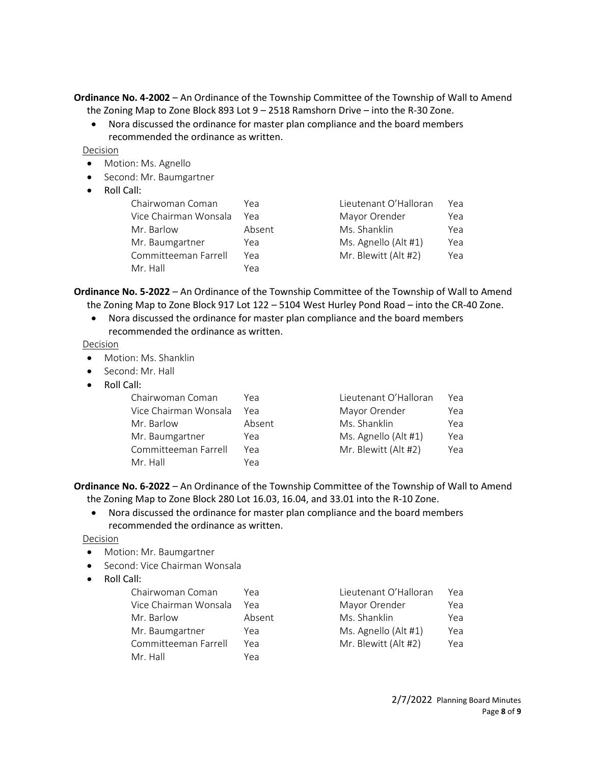**Ordinance No. 4-2002** – An Ordinance of the Township Committee of the Township of Wall to Amend the Zoning Map to Zone Block 893 Lot 9 – 2518 Ramshorn Drive – into the R-30 Zone.

- Nora discussed the ordinance for master plan compliance and the board members recommended the ordinance as written.

Decision

- Motion: Ms. Agnello
- Second: Mr. Baumgartner
- Roll Call:

| | | | |
|---|---|---|---|
| Chairwoman Coman | Yea | Lieutenant O'Halloran | Yea |
| Vice Chairman Wonsala | Yea | Mayor Orender | Yea |
| Mr. Barlow | Absent | Ms. Shanklin | Yea |
| Mr. Baumgartner | Yea | Ms. Agnello (Alt #1) | Yea |
| Committeeman Farrell | Yea | Mr. Blewitt (Alt #2) | Yea |
| Mr. Hall | Yea | | |

**Ordinance No. 5-2022** – An Ordinance of the Township Committee of the Township of Wall to Amend the Zoning Map to Zone Block 917 Lot 122 – 5104 West Hurley Pond Road – into the CR-40 Zone.

- Nora discussed the ordinance for master plan compliance and the board members recommended the ordinance as written.

Decision

- Motion: Ms. Shanklin
- Second: Mr. Hall
- Roll Call:

| | | | |
|---|---|---|---|
| Chairwoman Coman | Yea | Lieutenant O'Halloran | Yea |
| Vice Chairman Wonsala | Yea | Mayor Orender | Yea |
| Mr. Barlow | Absent | Ms. Shanklin | Yea |
| Mr. Baumgartner | Yea | Ms. Agnello (Alt #1) | Yea |
| Committeeman Farrell | Yea | Mr. Blewitt (Alt #2) | Yea |
| Mr. Hall | Yea | | |

**Ordinance No. 6-2022** – An Ordinance of the Township Committee of the Township of Wall to Amend the Zoning Map to Zone Block 280 Lot 16.03, 16.04, and 33.01 into the R-10 Zone.

- Nora discussed the ordinance for master plan compliance and the board members recommended the ordinance as written.

Decision

- Motion: Mr. Baumgartner
- Second: Vice Chairman Wonsala
- Roll Call:

| | | | |
|---|---|---|---|
| Chairwoman Coman | Yea | Lieutenant O'Halloran | Yea |
| Vice Chairman Wonsala | Yea | Mayor Orender | Yea |
| Mr. Barlow | Absent | Ms. Shanklin | Yea |
| Mr. Baumgartner | Yea | Ms. Agnello (Alt #1) | Yea |
| Committeeman Farrell | Yea | Mr. Blewitt (Alt #2) | Yea |
| Mr. Hall | Yea | | |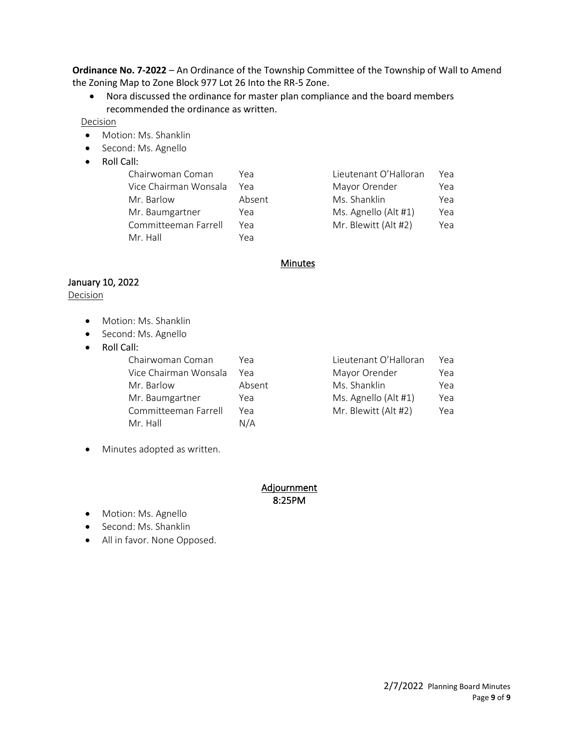**Ordinance No. 7-2022** – An Ordinance of the Township Committee of the Township of Wall to Amend the Zoning Map to Zone Block 977 Lot 26 Into the RR-5 Zone.

- Nora discussed the ordinance for master plan compliance and the board members recommended the ordinance as written.

Decision

- Motion: Ms. Shanklin
- Second: Ms. Agnello
- Roll Call:

| | | | |
|---|---|---|---|
| Chairwoman Coman | Yea | Lieutenant O'Halloran | Yea |
| Vice Chairman Wonsala | Yea | Mayor Orender | Yea |
| Mr. Barlow | Absent | Ms. Shanklin | Yea |
| Mr. Baumgartner | Yea | Ms. Agnello (Alt #1) | Yea |
| Committeeman Farrell | Yea | Mr. Blewitt (Alt #2) | Yea |
| Mr. Hall | Yea | | |

## Minutes

### January 10, 2022

Decision

- Motion: Ms. Shanklin
- Second: Ms. Agnello
- Roll Call:

| | | | |
|---|---|---|---|
| Chairwoman Coman | Yea | Lieutenant O'Halloran | Yea |
| Vice Chairman Wonsala | Yea | Mayor Orender | Yea |
| Mr. Barlow | Absent | Ms. Shanklin | Yea |
| Mr. Baumgartner | Yea | Ms. Agnello (Alt #1) | Yea |
| Committeeman Farrell | Yea | Mr. Blewitt (Alt #2) | Yea |
| Mr. Hall | N/A | | |

- Minutes adopted as written.

## Adjournment
8:25PM

- Motion: Ms. Agnello
- Second: Ms. Shanklin
- All in favor. None Opposed.